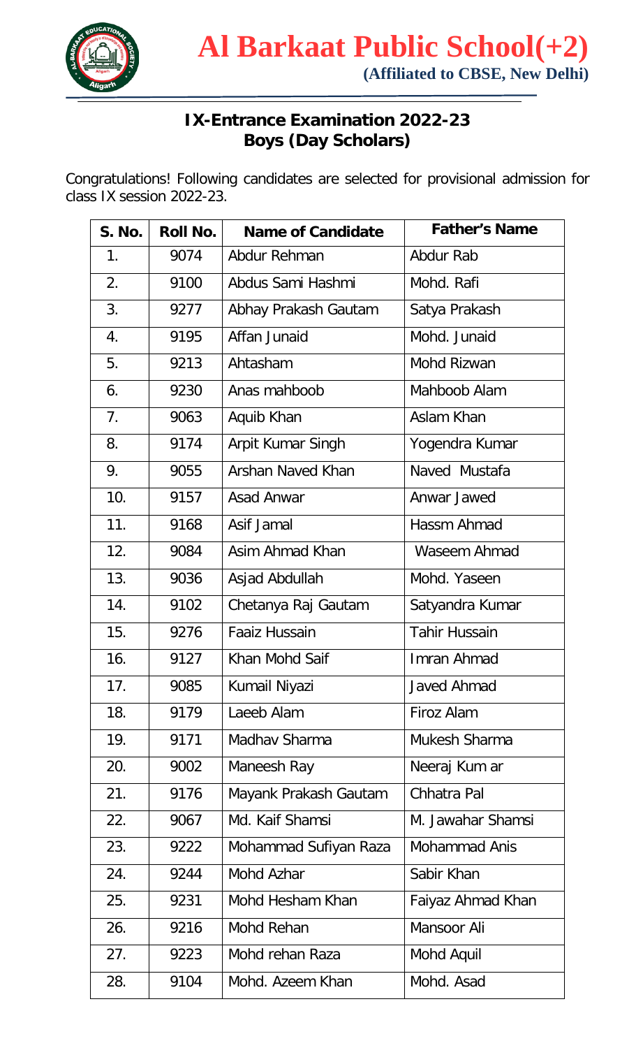# Al Barkaat Public School(+2)

**(Affiliated to CBSE, New Delhi)**

## IX-Entrance Examination 2022-23
## Boys (Day Scholars)

Congratulations! Following candidates are selected for provisional admission for class IX session 2022-23.

| S. No. | Roll No. | Name of Candidate | Father's Name |
|---|---|---|---|
| 1. | 9074 | Abdur Rehman | Abdur Rab |
| 2. | 9100 | Abdus Sami Hashmi | Mohd. Rafi |
| 3. | 9277 | Abhay Prakash Gautam | Satya Prakash |
| 4. | 9195 | Affan Junaid | Mohd. Junaid |
| 5. | 9213 | Ahtasham | Mohd Rizwan |
| 6. | 9230 | Anas mahboob | Mahboob Alam |
| 7. | 9063 | Aquib Khan | Aslam Khan |
| 8. | 9174 | Arpit Kumar Singh | Yogendra Kumar |
| 9. | 9055 | Arshan Naved Khan | Naved Mustafa |
| 10. | 9157 | Asad Anwar | Anwar Jawed |
| 11. | 9168 | Asif Jamal | Hassm Ahmad |
| 12. | 9084 | Asim Ahmad Khan | Waseem Ahmad |
| 13. | 9036 | Asjad Abdullah | Mohd. Yaseen |
| 14. | 9102 | Chetanya Raj Gautam | Satyandra Kumar |
| 15. | 9276 | Faaiz Hussain | Tahir Hussain |
| 16. | 9127 | Khan Mohd Saif | Imran Ahmad |
| 17. | 9085 | Kumail Niyazi | Javed Ahmad |
| 18. | 9179 | Laeeb Alam | Firoz Alam |
| 19. | 9171 | Madhav Sharma | Mukesh Sharma |
| 20. | 9002 | Maneesh Ray | Neeraj Kum ar |
| 21. | 9176 | Mayank Prakash Gautam | Chhatra Pal |
| 22. | 9067 | Md. Kaif Shamsi | M. Jawahar Shamsi |
| 23. | 9222 | Mohammad Sufiyan Raza | Mohammad Anis |
| 24. | 9244 | Mohd Azhar | Sabir Khan |
| 25. | 9231 | Mohd Hesham Khan | Faiyaz Ahmad Khan |
| 26. | 9216 | Mohd Rehan | Mansoor Ali |
| 27. | 9223 | Mohd rehan Raza | Mohd Aquil |
| 28. | 9104 | Mohd. Azeem Khan | Mohd. Asad |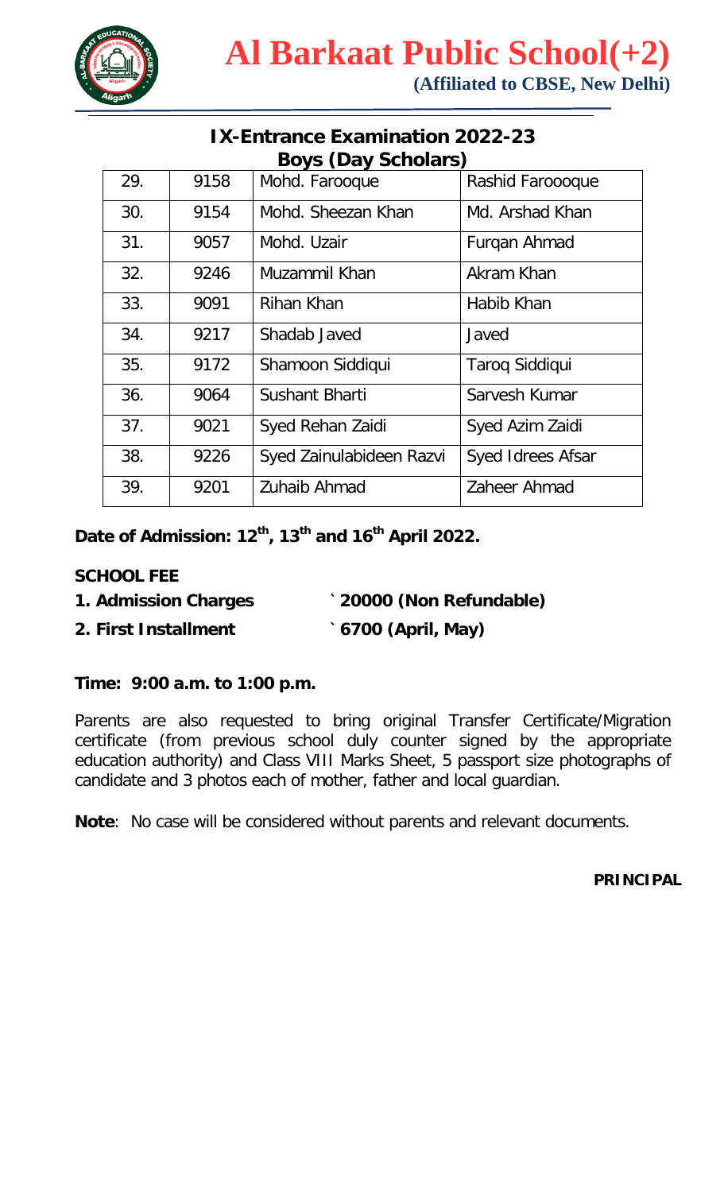# Al Barkaat Public School(+2)

**(Affiliated to CBSE, New Delhi)**

## IX-Entrance Examination 2022-23

### Boys (Day Scholars)

| | | | |
|---|---|---|---|
| 29. | 9158 | Mohd. Farooque | Rashid Faroooque |
| 30. | 9154 | Mohd. Sheezan Khan | Md. Arshad Khan |
| 31. | 9057 | Mohd. Uzair | Furqan Ahmad |
| 32. | 9246 | Muzammil Khan | Akram Khan |
| 33. | 9091 | Rihan Khan | Habib Khan |
| 34. | 9217 | Shadab Javed | Javed |
| 35. | 9172 | Shamoon Siddiqui | Taroq Siddiqui |
| 36. | 9064 | Sushant Bharti | Sarvesh Kumar |
| 37. | 9021 | Syed Rehan Zaidi | Syed Azim Zaidi |
| 38. | 9226 | Syed Zainulabideen Razvi | Syed Idrees Afsar |
| 39. | 9201 | Zuhaib Ahmad | Zaheer Ahmad |

**Date of Admission: 12th, 13th and 16th April 2022.**

**SCHOOL FEE**

**1. Admission Charges** **` 20000 (Non Refundable)**

**2. First Installment** **` 6700 (April, May)**

**Time: 9:00 a.m. to 1:00 p.m.**

Parents are also requested to bring original Transfer Certificate/Migration certificate (from previous school duly counter signed by the appropriate education authority) and Class VIII Marks Sheet, 5 passport size photographs of candidate and 3 photos each of mother, father and local guardian.

**Note**: No case will be considered without parents and relevant documents.

**PRINCIPAL**